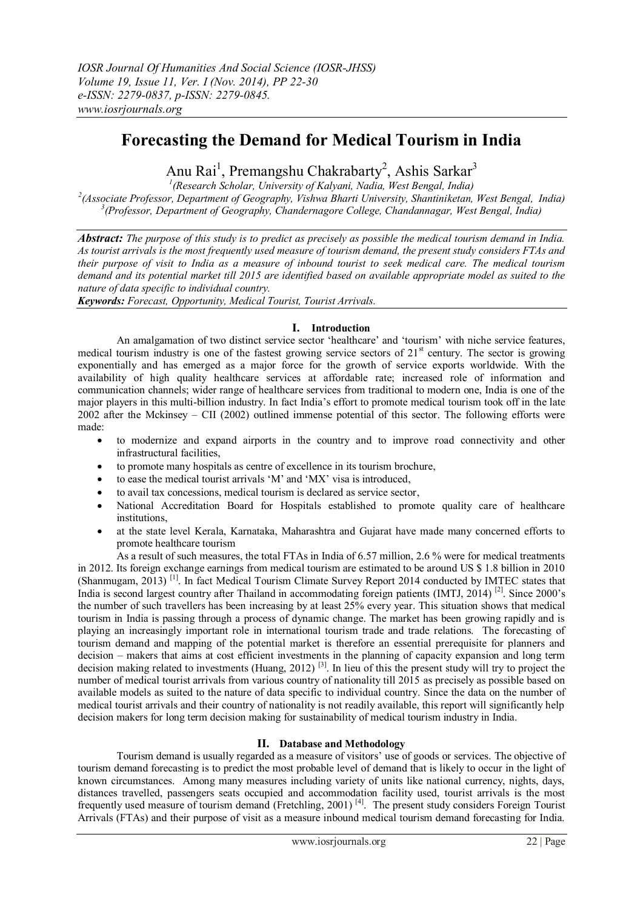# Forecasting the Demand for Medical Tourism in India

Anu Rai[1], Premangshu Chakrabarty[2], Ashis Sarkar[3]

[1](Research Scholar, University of Kalyani, Nadia, West Bengal, India)
[2](Associate Professor, Department of Geography, Vishwa Bharti University, Shantiniketan, West Bengal, India)
[3](Professor, Department of Geography, Chandernagore College, Chandannagar, West Bengal, India)

***Abstract:*** *The purpose of this study is to predict as precisely as possible the medical tourism demand in India. As tourist arrivals is the most frequently used measure of tourism demand, the present study considers FTAs and their purpose of visit to India as a measure of inbound tourist to seek medical care. The medical tourism demand and its potential market till 2015 are identified based on available appropriate model as suited to the nature of data specific to individual country.*

***Keywords:*** *Forecast, Opportunity, Medical Tourist, Tourist Arrivals.*

## I. Introduction

An amalgamation of two distinct service sector 'healthcare' and 'tourism' with niche service features, medical tourism industry is one of the fastest growing service sectors of 21st century. The sector is growing exponentially and has emerged as a major force for the growth of service exports worldwide. With the availability of high quality healthcare services at affordable rate; increased role of information and communication channels; wider range of healthcare services from traditional to modern one, India is one of the major players in this multi-billion industry. In fact India's effort to promote medical tourism took off in the late 2002 after the Mckinsey – CII (2002) outlined immense potential of this sector. The following efforts were made:

- to modernize and expand airports in the country and to improve road connectivity and other infrastructural facilities,
- to promote many hospitals as centre of excellence in its tourism brochure,
- to ease the medical tourist arrivals 'M' and 'MX' visa is introduced,
- to avail tax concessions, medical tourism is declared as service sector,
- National Accreditation Board for Hospitals established to promote quality care of healthcare institutions,
- at the state level Kerala, Karnataka, Maharashtra and Gujarat have made many concerned efforts to promote healthcare tourism

As a result of such measures, the total FTAs in India of 6.57 million, 2.6 % were for medical treatments in 2012. Its foreign exchange earnings from medical tourism are estimated to be around US $ 1.8 billion in 2010 (Shanmugam, 2013) [1]. In fact Medical Tourism Climate Survey Report 2014 conducted by IMTEC states that India is second largest country after Thailand in accommodating foreign patients (IMTJ, 2014) [2]. Since 2000's the number of such travellers has been increasing by at least 25% every year. This situation shows that medical tourism in India is passing through a process of dynamic change. The market has been growing rapidly and is playing an increasingly important role in international tourism trade and trade relations. The forecasting of tourism demand and mapping of the potential market is therefore an essential prerequisite for planners and decision – makers that aims at cost efficient investments in the planning of capacity expansion and long term decision making related to investments (Huang, 2012) [3]. In lieu of this the present study will try to project the number of medical tourist arrivals from various country of nationality till 2015 as precisely as possible based on available models as suited to the nature of data specific to individual country. Since the data on the number of medical tourist arrivals and their country of nationality is not readily available, this report will significantly help decision makers for long term decision making for sustainability of medical tourism industry in India.

## II. Database and Methodology

Tourism demand is usually regarded as a measure of visitors' use of goods or services. The objective of tourism demand forecasting is to predict the most probable level of demand that is likely to occur in the light of known circumstances. Among many measures including variety of units like national currency, nights, days, distances travelled, passengers seats occupied and accommodation facility used, tourist arrivals is the most frequently used measure of tourism demand (Fretchling, 2001) [4]. The present study considers Foreign Tourist Arrivals (FTAs) and their purpose of visit as a measure inbound medical tourism demand forecasting for India.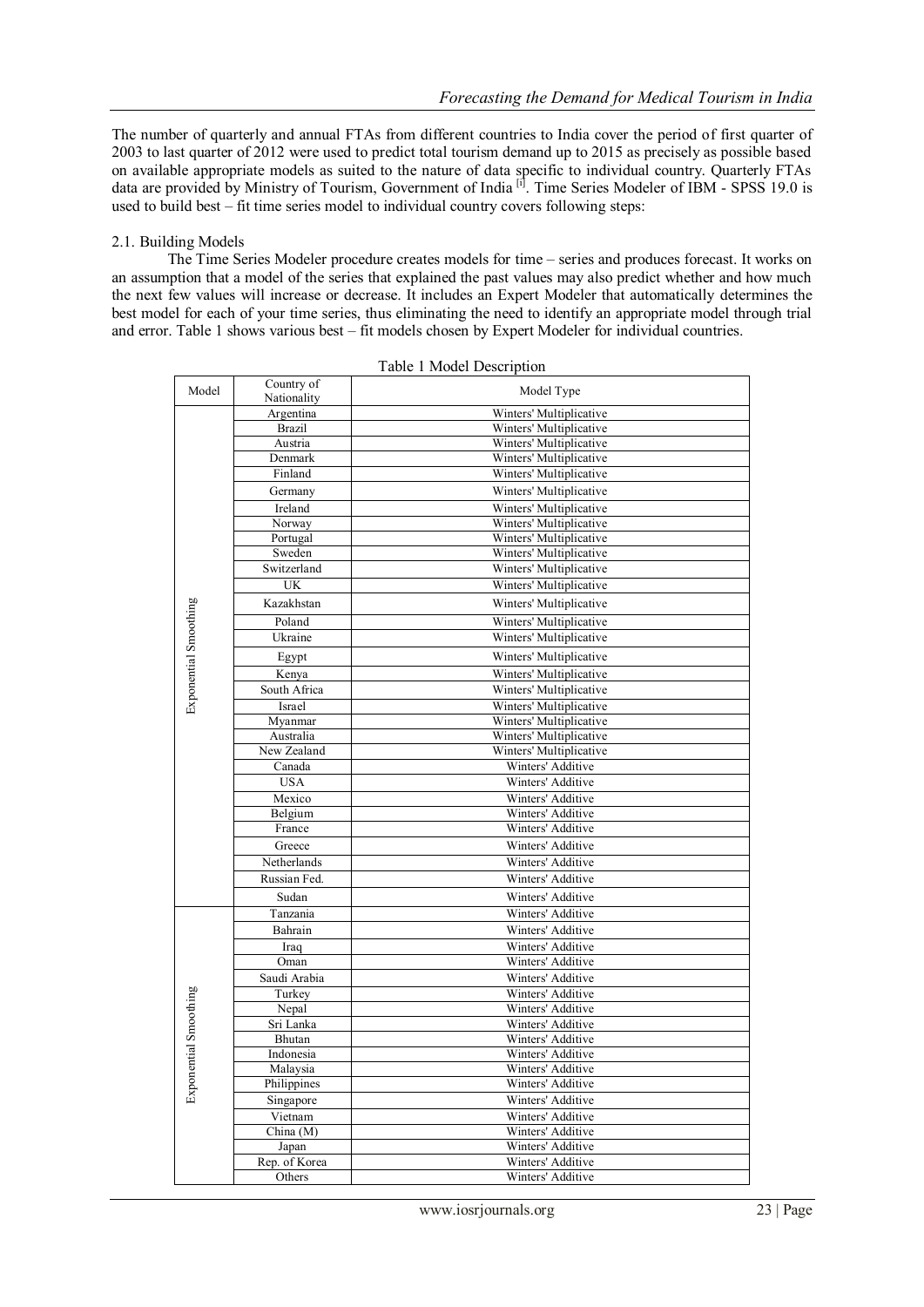The number of quarterly and annual FTAs from different countries to India cover the period of first quarter of 2003 to last quarter of 2012 were used to predict total tourism demand up to 2015 as precisely as possible based on available appropriate models as suited to the nature of data specific to individual country. Quarterly FTAs data are provided by Ministry of Tourism, Government of India [i]. Time Series Modeler of IBM - SPSS 19.0 is used to build best – fit time series model to individual country covers following steps:

2.1. Building Models

The Time Series Modeler procedure creates models for time – series and produces forecast. It works on an assumption that a model of the series that explained the past values may also predict whether and how much the next few values will increase or decrease. It includes an Expert Modeler that automatically determines the best model for each of your time series, thus eliminating the need to identify an appropriate model through trial and error. Table 1 shows various best – fit models chosen by Expert Modeler for individual countries.

Table 1 Model Description

| Model | Country of Nationality | Model Type |
|---|---|---|
| Exponential Smoothing | Argentina | Winters' Multiplicative |
| | Brazil | Winters' Multiplicative |
| | Austria | Winters' Multiplicative |
| | Denmark | Winters' Multiplicative |
| | Finland | Winters' Multiplicative |
| | Germany | Winters' Multiplicative |
| | Ireland | Winters' Multiplicative |
| | Norway | Winters' Multiplicative |
| | Portugal | Winters' Multiplicative |
| | Sweden | Winters' Multiplicative |
| | Switzerland | Winters' Multiplicative |
| | UK | Winters' Multiplicative |
| | Kazakhstan | Winters' Multiplicative |
| | Poland | Winters' Multiplicative |
| | Ukraine | Winters' Multiplicative |
| | Egypt | Winters' Multiplicative |
| | Kenya | Winters' Multiplicative |
| | South Africa | Winters' Multiplicative |
| | Israel | Winters' Multiplicative |
| | Myanmar | Winters' Multiplicative |
| | Australia | Winters' Multiplicative |
| | New Zealand | Winters' Multiplicative |
| | Canada | Winters' Additive |
| | USA | Winters' Additive |
| | Mexico | Winters' Additive |
| | Belgium | Winters' Additive |
| | France | Winters' Additive |
| | Greece | Winters' Additive |
| | Netherlands | Winters' Additive |
| | Russian Fed. | Winters' Additive |
| | Sudan | Winters' Additive |
| Exponential Smoothing | Tanzania | Winters' Additive |
| | Bahrain | Winters' Additive |
| | Iraq | Winters' Additive |
| | Oman | Winters' Additive |
| | Saudi Arabia | Winters' Additive |
| | Turkey | Winters' Additive |
| | Nepal | Winters' Additive |
| | Sri Lanka | Winters' Additive |
| | Bhutan | Winters' Additive |
| | Indonesia | Winters' Additive |
| | Malaysia | Winters' Additive |
| | Philippines | Winters' Additive |
| | Singapore | Winters' Additive |
| | Vietnam | Winters' Additive |
| | China (M) | Winters' Additive |
| | Japan | Winters' Additive |
| | Rep. of Korea | Winters' Additive |
| | Others | Winters' Additive |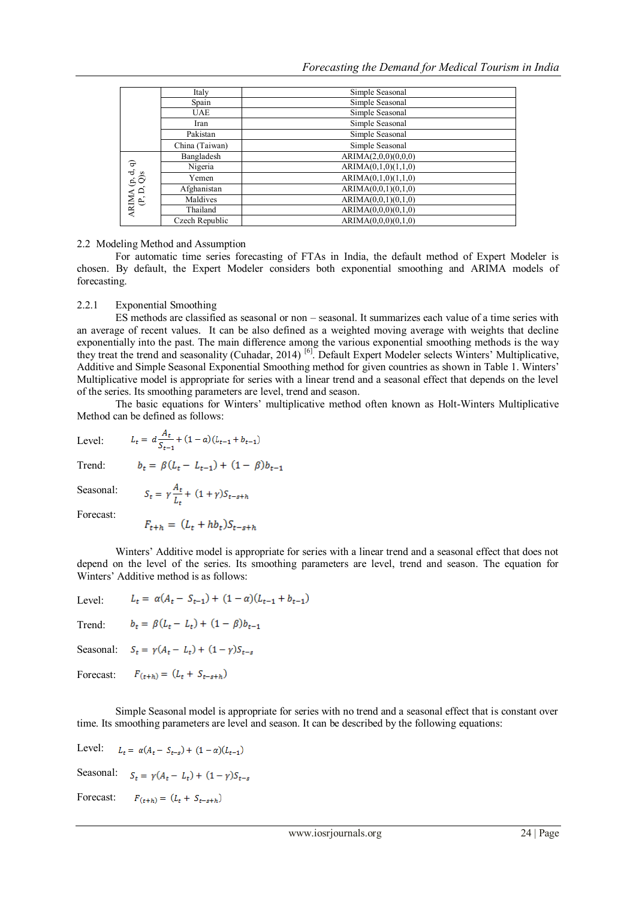| | Country | Model |
|---|---|---|
| | Italy | Simple Seasonal |
| | Spain | Simple Seasonal |
| | UAE | Simple Seasonal |
| | Iran | Simple Seasonal |
| | Pakistan | Simple Seasonal |
| | China (Taiwan) | Simple Seasonal |
| ARIMA (p, d, q)(P, D, Q)s | Bangladesh | ARIMA(2,0,0)(0,0,0) |
| | Nigeria | ARIMA(0,1,0)(1,1,0) |
| | Yemen | ARIMA(0,1,0)(1,1,0) |
| | Afghanistan | ARIMA(0,0,1)(0,1,0) |
| | Maldives | ARIMA(0,0,1)(0,1,0) |
| | Thailand | ARIMA(0,0,0)(0,1,0) |
| | Czech Republic | ARIMA(0,0,0)(0,1,0) |

### 2.2 Modeling Method and Assumption

For automatic time series forecasting of FTAs in India, the default method of Expert Modeler is chosen. By default, the Expert Modeler considers both exponential smoothing and ARIMA models of forecasting.

#### 2.2.1 Exponential Smoothing

ES methods are classified as seasonal or non – seasonal. It summarizes each value of a time series with an average of recent values. It can be also defined as a weighted moving average with weights that decline exponentially into the past. The main difference among the various exponential smoothing methods is the way they treat the trend and seasonality (Cuhadar, 2014) [6]. Default Expert Modeler selects Winters' Multiplicative, Additive and Simple Seasonal Exponential Smoothing method for given countries as shown in Table 1. Winters' Multiplicative model is appropriate for series with a linear trend and a seasonal effect that depends on the level of the series. Its smoothing parameters are level, trend and season.

The basic equations for Winters' multiplicative method often known as Holt-Winters Multiplicative Method can be defined as follows:

Level: $$L_t = d\frac{A_t}{S_{t-1}} + (1-a)(L_{t-1} + b_{t-1})$$

Trend: $$b_t = \beta(L_t - L_{t-1}) + (1-\beta)b_{t-1}$$

Seasonal: $$S_t = \gamma\frac{A_t}{L_t} + (1+\gamma)S_{t-s+h}$$

Forecast: $$F_{t+h} = (L_t + hb_t)S_{t-s+h}$$

Winters' Additive model is appropriate for series with a linear trend and a seasonal effect that does not depend on the level of the series. Its smoothing parameters are level, trend and season. The equation for Winters' Additive method is as follows:

Level: $$L_t = \alpha(A_t - S_{t-1}) + (1-\alpha)(L_{t-1} + b_{t-1})$$

Trend: $$b_t = \beta(L_t - L_t) + (1-\beta)b_{t-1}$$

Seasonal: $$S_t = \gamma(A_t - L_t) + (1-\gamma)S_{t-s}$$

Forecast: $$F_{(t+h)} = (L_t + S_{t-s+h})$$

Simple Seasonal model is appropriate for series with no trend and a seasonal effect that is constant over time. Its smoothing parameters are level and season. It can be described by the following equations:

Level: $$L_t = \alpha(A_t - S_{t-s}) + (1-\alpha)(L_{t-1})$$

Seasonal: $$S_t = \gamma(A_t - L_t) + (1-\gamma)S_{t-s}$$

Forecast: $$F_{(t+h)} = (L_t + S_{t-s+h})$$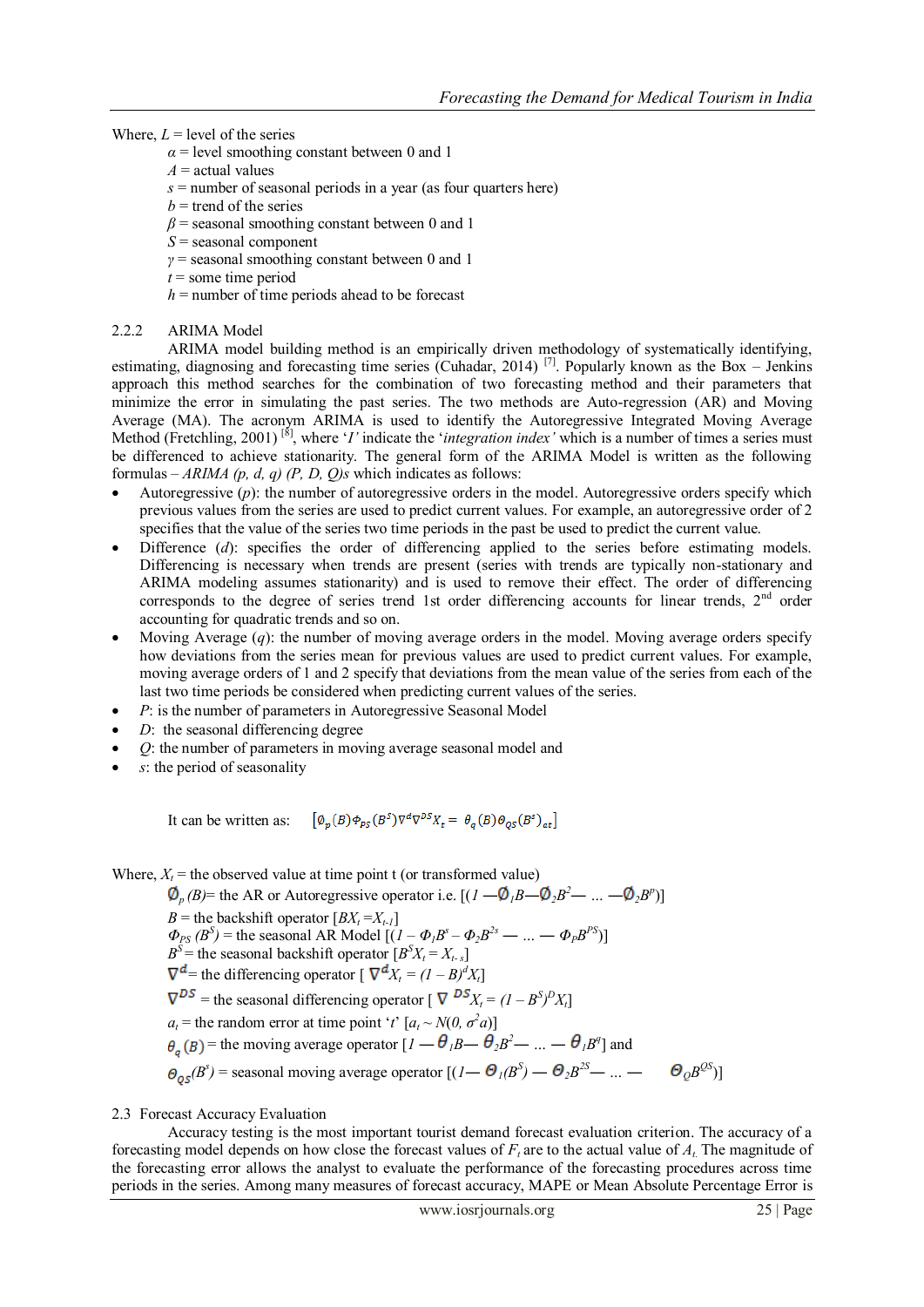Where, $L$ = level of the series

$\alpha$ = level smoothing constant between 0 and 1

$A$ = actual values

$s$ = number of seasonal periods in a year (as four quarters here)

$b$ = trend of the series

$\beta$ = seasonal smoothing constant between 0 and 1

$S$ = seasonal component

$\gamma$ = seasonal smoothing constant between 0 and 1

$t$ = some time period

$h$ = number of time periods ahead to be forecast

### 2.2.2 ARIMA Model

ARIMA model building method is an empirically driven methodology of systematically identifying, estimating, diagnosing and forecasting time series (Cuhadar, 2014) [7]. Popularly known as the Box – Jenkins approach this method searches for the combination of two forecasting method and their parameters that minimize the error in simulating the past series. The two methods are Auto-regression (AR) and Moving Average (MA). The acronym ARIMA is used to identify the Autoregressive Integrated Moving Average Method (Fretchling, 2001) [8], where '*I'* indicate the '*integration index'* which is a number of times a series must be differenced to achieve stationarity. The general form of the ARIMA Model is written as the following formulas – *ARIMA (p, d, q) (P, D, Q)s* which indicates as follows:

- Autoregressive (*p*): the number of autoregressive orders in the model. Autoregressive orders specify which previous values from the series are used to predict current values. For example, an autoregressive order of 2 specifies that the value of the series two time periods in the past be used to predict the current value.
- Difference (*d*): specifies the order of differencing applied to the series before estimating models. Differencing is necessary when trends are present (series with trends are typically non-stationary and ARIMA modeling assumes stationarity) and is used to remove their effect. The order of differencing corresponds to the degree of series trend 1st order differencing accounts for linear trends, 2nd order accounting for quadratic trends and so on.
- Moving Average (*q*): the number of moving average orders in the model. Moving average orders specify how deviations from the series mean for previous values are used to predict current values. For example, moving average orders of 1 and 2 specify that deviations from the mean value of the series from each of the last two time periods be considered when predicting current values of the series.
- *P*: is the number of parameters in Autoregressive Seasonal Model
- *D*: the seasonal differencing degree
- *Q*: the number of parameters in moving average seasonal model and
- *s*: the period of seasonality

It can be written as: $\left[\phi_p(B)\Phi_{PS}(B^S)\nabla^d\nabla^{DS}X_t = \theta_q(B)\Theta_{QS}(B^s)_{at}\right]$

Where, $X_t$ = the observed value at time point t (or transformed value)

$\phi_p(B)$= the AR or Autoregressive operator i.e. $[(1 - \phi_1 B - \phi_2 B^2 - \ldots - \phi_2 B^p)]$

$B$ = the backshift operator $[BX_t = X_{t-1}]$

$\Phi_{PS}(B^S)$ = the seasonal AR Model $[(1 - \Phi_1 B^s - \Phi_2 B^{2s} - \ldots - \Phi_P B^{PS})]$

$B^S$ = the seasonal backshift operator $[B^S X_t = X_{t-s}]$

$\nabla^d$= the differencing operator $[\nabla^d X_t = (1 - B)^d X_t]$

$\nabla^{DS}$ = the seasonal differencing operator $[\nabla^{DS} X_t = (1 - B^S)^D X_t]$

$a_t$ = the random error at time point '$t$' $[a_t \sim N(0, \sigma^2 a)]$

$\theta_q(B)$ = the moving average operator $[1 - \theta_1 B - \theta_2 B^2 - \ldots - \theta_1 B^q]$ and

$\Theta_{QS}(B^s)$ = seasonal moving average operator $[(1 - \Theta_1(B^S) - \Theta_2 B^{2S} - \ldots - \Theta_Q B^{QS})]$

### 2.3 Forecast Accuracy Evaluation

Accuracy testing is the most important tourist demand forecast evaluation criterion. The accuracy of a forecasting model depends on how close the forecast values of $F_t$ are to the actual value of $A_t$. The magnitude of the forecasting error allows the analyst to evaluate the performance of the forecasting procedures across time periods in the series. Among many measures of forecast accuracy, MAPE or Mean Absolute Percentage Error is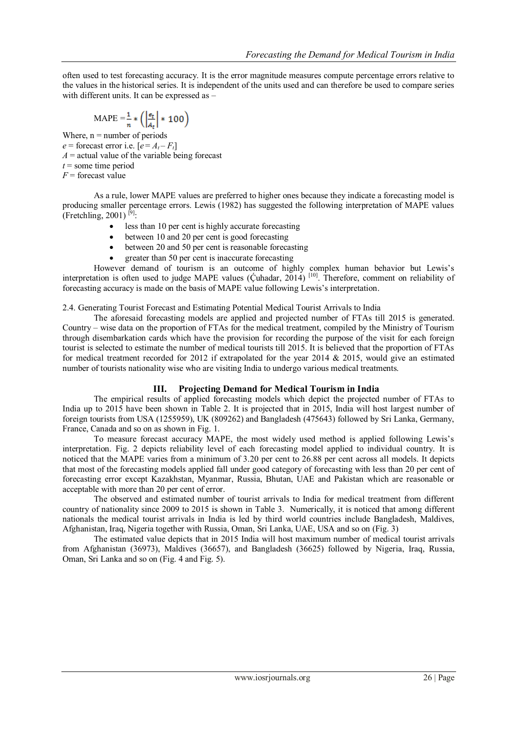often used to test forecasting accuracy. It is the error magnitude measures compute percentage errors relative to the values in the historical series. It is independent of the units used and can therefore be used to compare series with different units. It can be expressed as –

$$\text{MAPE} = \frac{1}{n} * \left( \left| \frac{e_t}{A_t} \right| * 100 \right)$$

Where, n = number of periods
$e$ = forecast error i.e. [$e = A_t - F_t$]
$A$ = actual value of the variable being forecast
$t$ = some time period
$F$ = forecast value

As a rule, lower MAPE values are preferred to higher ones because they indicate a forecasting model is producing smaller percentage errors. Lewis (1982) has suggested the following interpretation of MAPE values (Fretchling, 2001) [9]:

- less than 10 per cent is highly accurate forecasting
- between 10 and 20 per cent is good forecasting
- between 20 and 50 per cent is reasonable forecasting
- greater than 50 per cent is inaccurate forecasting

However demand of tourism is an outcome of highly complex human behavior but Lewis's interpretation is often used to judge MAPE values (Ćuhadar, 2014) [10]. Therefore, comment on reliability of forecasting accuracy is made on the basis of MAPE value following Lewis's interpretation.

2.4. Generating Tourist Forecast and Estimating Potential Medical Tourist Arrivals to India

The aforesaid forecasting models are applied and projected number of FTAs till 2015 is generated. Country – wise data on the proportion of FTAs for the medical treatment, compiled by the Ministry of Tourism through disembarkation cards which have the provision for recording the purpose of the visit for each foreign tourist is selected to estimate the number of medical tourists till 2015. It is believed that the proportion of FTAs for medical treatment recorded for 2012 if extrapolated for the year 2014 & 2015, would give an estimated number of tourists nationality wise who are visiting India to undergo various medical treatments.

## III. Projecting Demand for Medical Tourism in India

The empirical results of applied forecasting models which depict the projected number of FTAs to India up to 2015 have been shown in Table 2. It is projected that in 2015, India will host largest number of foreign tourists from USA (1255959), UK (809262) and Bangladesh (475643) followed by Sri Lanka, Germany, France, Canada and so on as shown in Fig. 1.

To measure forecast accuracy MAPE, the most widely used method is applied following Lewis's interpretation. Fig. 2 depicts reliability level of each forecasting model applied to individual country. It is noticed that the MAPE varies from a minimum of 3.20 per cent to 26.88 per cent across all models. It depicts that most of the forecasting models applied fall under good category of forecasting with less than 20 per cent of forecasting error except Kazakhstan, Myanmar, Russia, Bhutan, UAE and Pakistan which are reasonable or acceptable with more than 20 per cent of error.

The observed and estimated number of tourist arrivals to India for medical treatment from different country of nationality since 2009 to 2015 is shown in Table 3. Numerically, it is noticed that among different nationals the medical tourist arrivals in India is led by third world countries include Bangladesh, Maldives, Afghanistan, Iraq, Nigeria together with Russia, Oman, Sri Lanka, UAE, USA and so on (Fig. 3)

The estimated value depicts that in 2015 India will host maximum number of medical tourist arrivals from Afghanistan (36973), Maldives (36657), and Bangladesh (36625) followed by Nigeria, Iraq, Russia, Oman, Sri Lanka and so on (Fig. 4 and Fig. 5).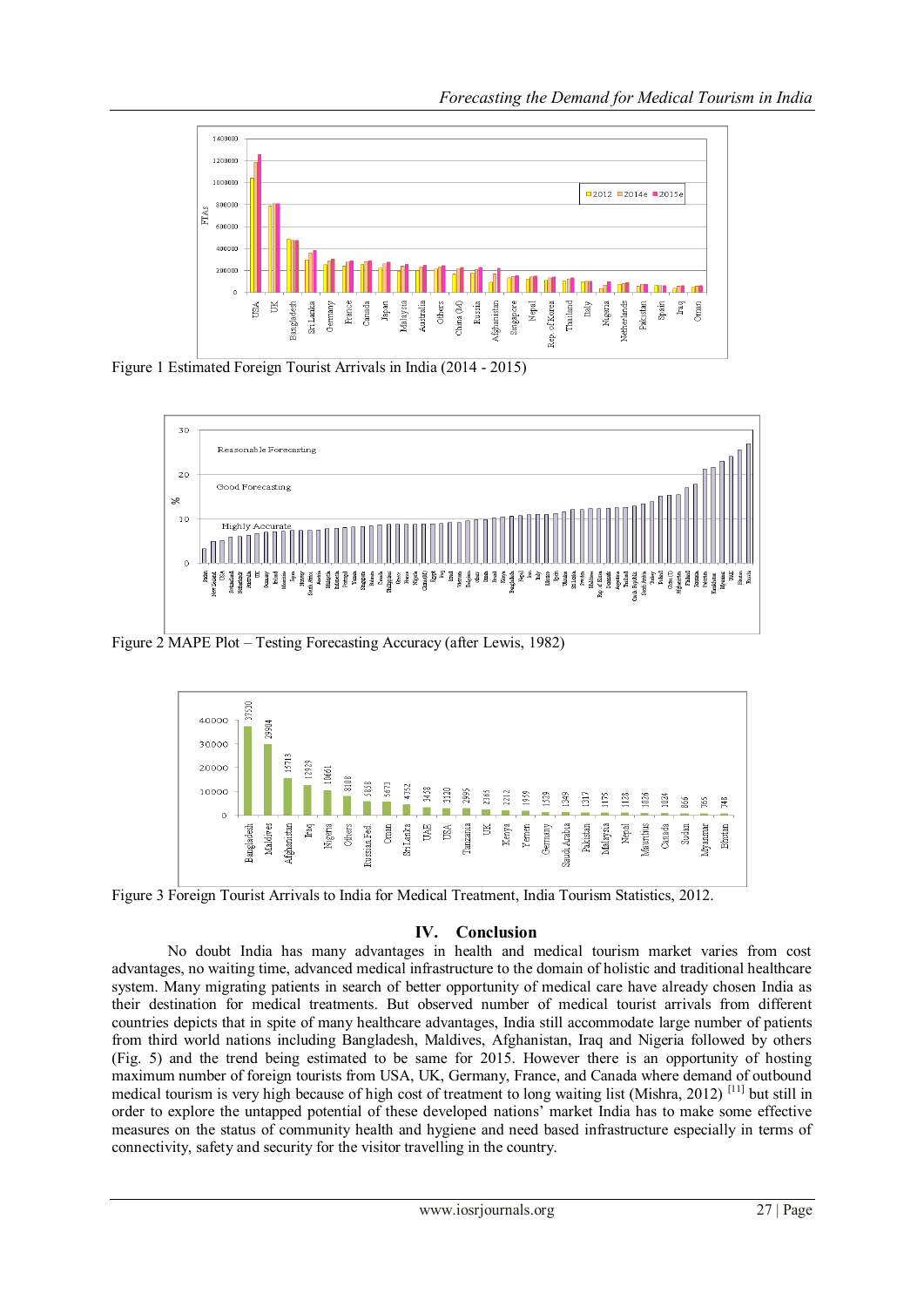Figure 1 Estimated Foreign Tourist Arrivals in India (2014 - 2015)

Figure 2 MAPE Plot – Testing Forecasting Accuracy (after Lewis, 1982)

Figure 3 Foreign Tourist Arrivals to India for Medical Treatment, India Tourism Statistics, 2012.

## IV. Conclusion

No doubt India has many advantages in health and medical tourism market varies from cost advantages, no waiting time, advanced medical infrastructure to the domain of holistic and traditional healthcare system. Many migrating patients in search of better opportunity of medical care have already chosen India as their destination for medical treatments. But observed number of medical tourist arrivals from different countries depicts that in spite of many healthcare advantages, India still accommodate large number of patients from third world nations including Bangladesh, Maldives, Afghanistan, Iraq and Nigeria followed by others (Fig. 5) and the trend being estimated to be same for 2015. However there is an opportunity of hosting maximum number of foreign tourists from USA, UK, Germany, France, and Canada where demand of outbound medical tourism is very high because of high cost of treatment to long waiting list (Mishra, 2012) [11] but still in order to explore the untapped potential of these developed nations' market India has to make some effective measures on the status of community health and hygiene and need based infrastructure especially in terms of connectivity, safety and security for the visitor travelling in the country.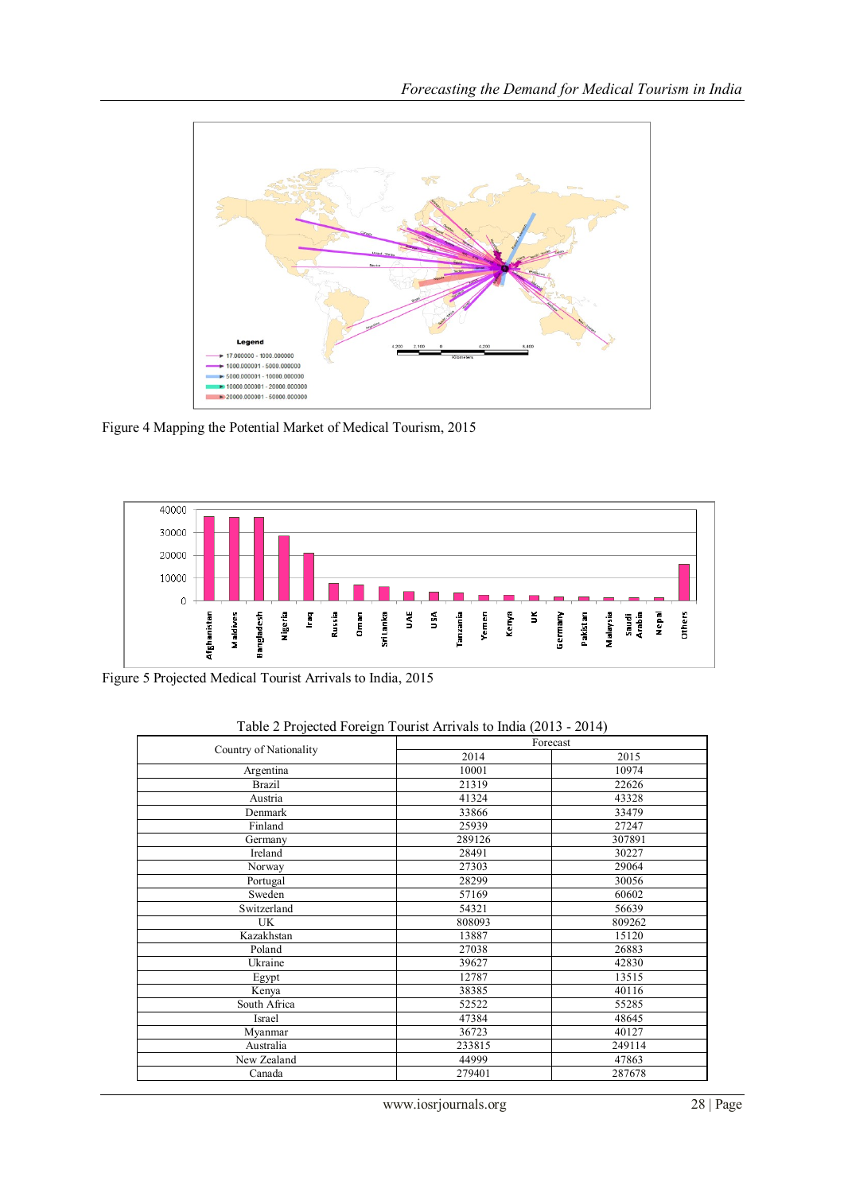Figure 4 Mapping the Potential Market of Medical Tourism, 2015

Figure 5 Projected Medical Tourist Arrivals to India, 2015

Table 2 Projected Foreign Tourist Arrivals to India (2013 - 2014)

| Country of Nationality | Forecast | |
|---|---|---|
| | 2014 | 2015 |
| Argentina | 10001 | 10974 |
| Brazil | 21319 | 22626 |
| Austria | 41324 | 43328 |
| Denmark | 33866 | 33479 |
| Finland | 25939 | 27247 |
| Germany | 289126 | 307891 |
| Ireland | 28491 | 30227 |
| Norway | 27303 | 29064 |
| Portugal | 28299 | 30056 |
| Sweden | 57169 | 60602 |
| Switzerland | 54321 | 56639 |
| UK | 808093 | 809262 |
| Kazakhstan | 13887 | 15120 |
| Poland | 27038 | 26883 |
| Ukraine | 39627 | 42830 |
| Egypt | 12787 | 13515 |
| Kenya | 38385 | 40116 |
| South Africa | 52522 | 55285 |
| Israel | 47384 | 48645 |
| Myanmar | 36723 | 40127 |
| Australia | 233815 | 249114 |
| New Zealand | 44999 | 47863 |
| Canada | 279401 | 287678 |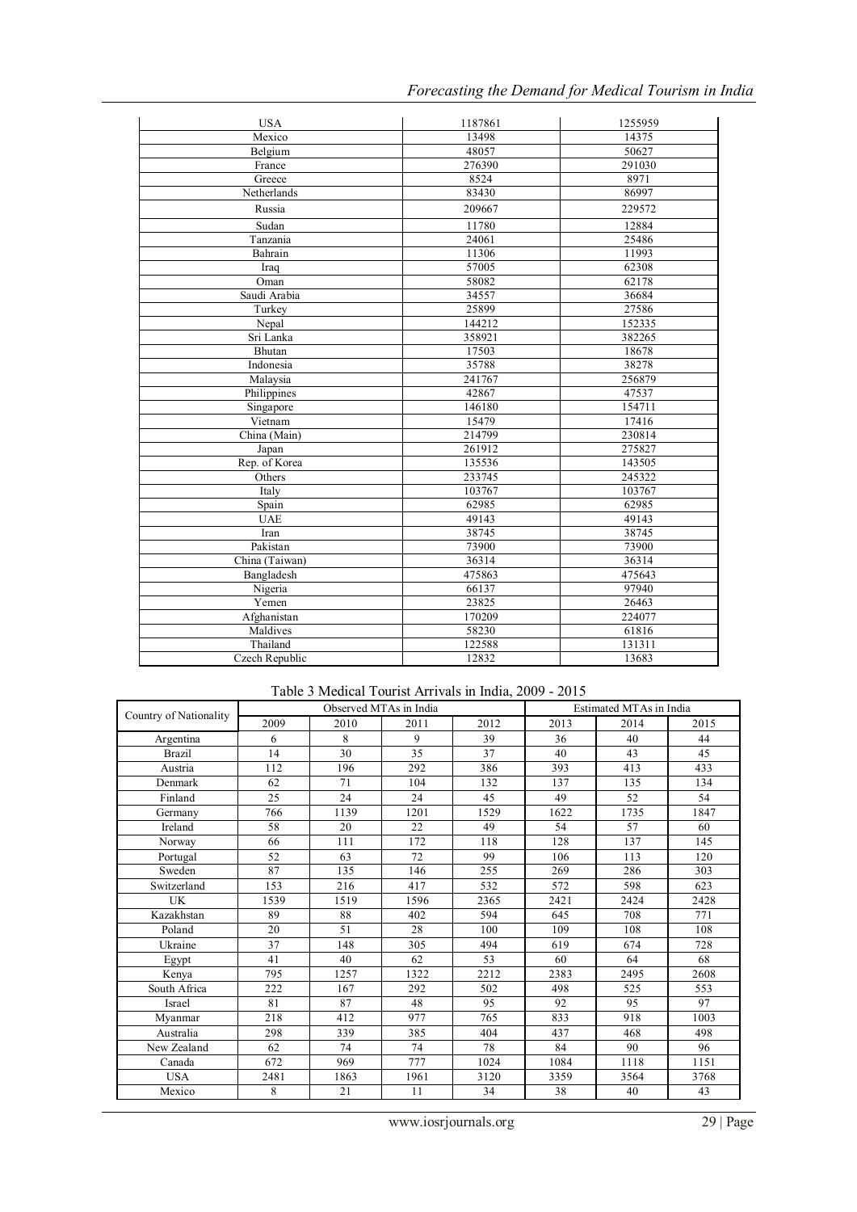| USA | 1187861 | 1255959 |
|---|---|---|
| Mexico | 13498 | 14375 |
| Belgium | 48057 | 50627 |
| France | 276390 | 291030 |
| Greece | 8524 | 8971 |
| Netherlands | 83430 | 86997 |
| Russia | 209667 | 229572 |
| Sudan | 11780 | 12884 |
| Tanzania | 24061 | 25486 |
| Bahrain | 11306 | 11993 |
| Iraq | 57005 | 62308 |
| Oman | 58082 | 62178 |
| Saudi Arabia | 34557 | 36684 |
| Turkey | 25899 | 27586 |
| Nepal | 144212 | 152335 |
| Sri Lanka | 358921 | 382265 |
| Bhutan | 17503 | 18678 |
| Indonesia | 35788 | 38278 |
| Malaysia | 241767 | 256879 |
| Philippines | 42867 | 47537 |
| Singapore | 146180 | 154711 |
| Vietnam | 15479 | 17416 |
| China (Main) | 214799 | 230814 |
| Japan | 261912 | 275827 |
| Rep. of Korea | 135536 | 143505 |
| Others | 233745 | 245322 |
| Italy | 103767 | 103767 |
| Spain | 62985 | 62985 |
| UAE | 49143 | 49143 |
| Iran | 38745 | 38745 |
| Pakistan | 73900 | 73900 |
| China (Taiwan) | 36314 | 36314 |
| Bangladesh | 475863 | 475643 |
| Nigeria | 66137 | 97940 |
| Yemen | 23825 | 26463 |
| Afghanistan | 170209 | 224077 |
| Maldives | 58230 | 61816 |
| Thailand | 122588 | 131311 |
| Czech Republic | 12832 | 13683 |

Table 3 Medical Tourist Arrivals in India, 2009 - 2015

| Country of Nationality | Observed MTAs in India | | | | Estimated MTAs in India | | |
|---|---|---|---|---|---|---|---|
| | 2009 | 2010 | 2011 | 2012 | 2013 | 2014 | 2015 |
| Argentina | 6 | 8 | 9 | 39 | 36 | 40 | 44 |
| Brazil | 14 | 30 | 35 | 37 | 40 | 43 | 45 |
| Austria | 112 | 196 | 292 | 386 | 393 | 413 | 433 |
| Denmark | 62 | 71 | 104 | 132 | 137 | 135 | 134 |
| Finland | 25 | 24 | 24 | 45 | 49 | 52 | 54 |
| Germany | 766 | 1139 | 1201 | 1529 | 1622 | 1735 | 1847 |
| Ireland | 58 | 20 | 22 | 49 | 54 | 57 | 60 |
| Norway | 66 | 111 | 172 | 118 | 128 | 137 | 145 |
| Portugal | 52 | 63 | 72 | 99 | 106 | 113 | 120 |
| Sweden | 87 | 135 | 146 | 255 | 269 | 286 | 303 |
| Switzerland | 153 | 216 | 417 | 532 | 572 | 598 | 623 |
| UK | 1539 | 1519 | 1596 | 2365 | 2421 | 2424 | 2428 |
| Kazakhstan | 89 | 88 | 402 | 594 | 645 | 708 | 771 |
| Poland | 20 | 51 | 28 | 100 | 109 | 108 | 108 |
| Ukraine | 37 | 148 | 305 | 494 | 619 | 674 | 728 |
| Egypt | 41 | 40 | 62 | 53 | 60 | 64 | 68 |
| Kenya | 795 | 1257 | 1322 | 2212 | 2383 | 2495 | 2608 |
| South Africa | 222 | 167 | 292 | 502 | 498 | 525 | 553 |
| Israel | 81 | 87 | 48 | 95 | 92 | 95 | 97 |
| Myanmar | 218 | 412 | 977 | 765 | 833 | 918 | 1003 |
| Australia | 298 | 339 | 385 | 404 | 437 | 468 | 498 |
| New Zealand | 62 | 74 | 74 | 78 | 84 | 90 | 96 |
| Canada | 672 | 969 | 777 | 1024 | 1084 | 1118 | 1151 |
| USA | 2481 | 1863 | 1961 | 3120 | 3359 | 3564 | 3768 |
| Mexico | 8 | 21 | 11 | 34 | 38 | 40 | 43 |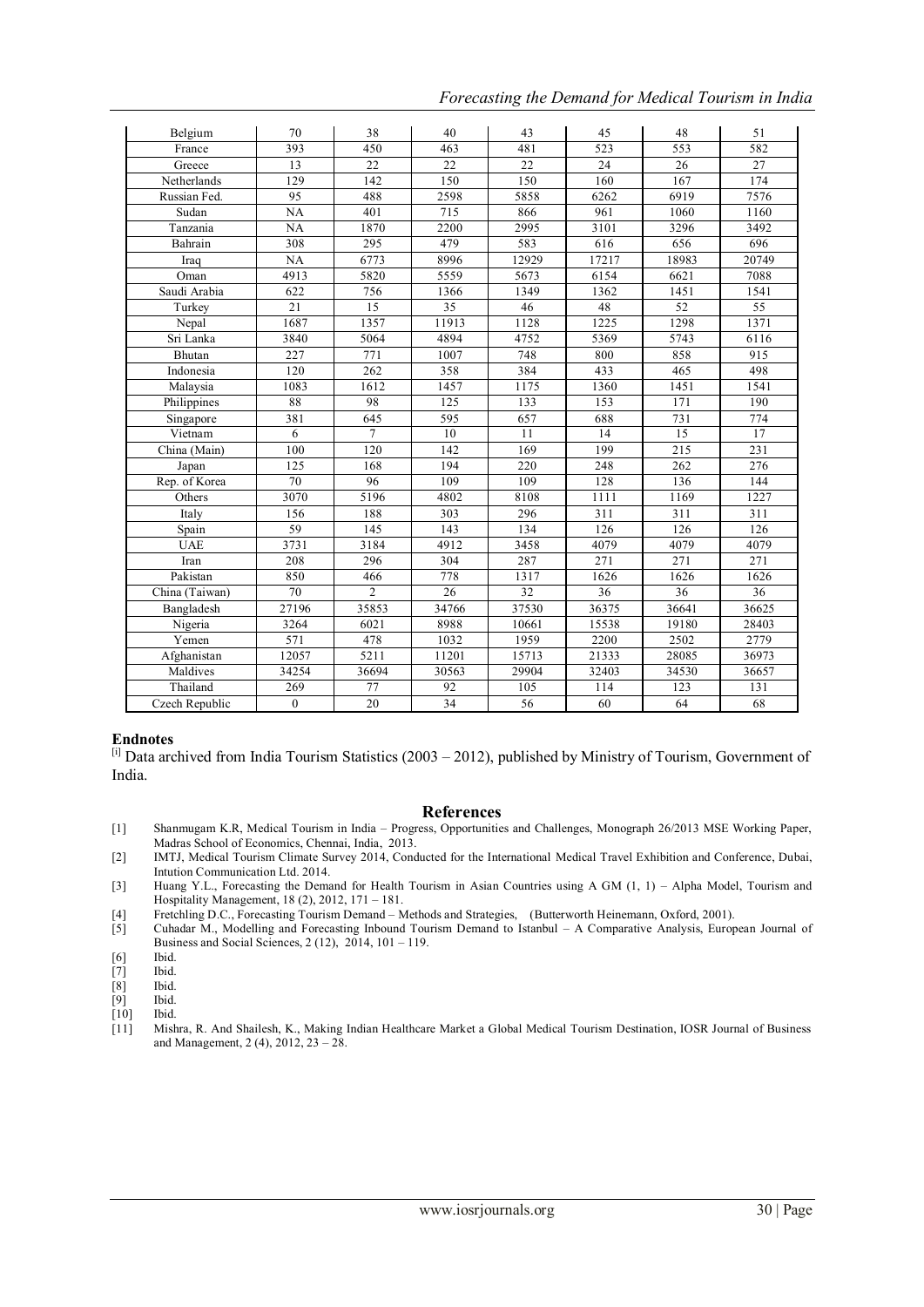| | | | | | | | |
|---|---|---|---|---|---|---|---|
| Belgium | 70 | 38 | 40 | 43 | 45 | 48 | 51 |
| France | 393 | 450 | 463 | 481 | 523 | 553 | 582 |
| Greece | 13 | 22 | 22 | 22 | 24 | 26 | 27 |
| Netherlands | 129 | 142 | 150 | 150 | 160 | 167 | 174 |
| Russian Fed. | 95 | 488 | 2598 | 5858 | 6262 | 6919 | 7576 |
| Sudan | NA | 401 | 715 | 866 | 961 | 1060 | 1160 |
| Tanzania | NA | 1870 | 2200 | 2995 | 3101 | 3296 | 3492 |
| Bahrain | 308 | 295 | 479 | 583 | 616 | 656 | 696 |
| Iraq | NA | 6773 | 8996 | 12929 | 17217 | 18983 | 20749 |
| Oman | 4913 | 5820 | 5559 | 5673 | 6154 | 6621 | 7088 |
| Saudi Arabia | 622 | 756 | 1366 | 1349 | 1362 | 1451 | 1541 |
| Turkey | 21 | 15 | 35 | 46 | 48 | 52 | 55 |
| Nepal | 1687 | 1357 | 11913 | 1128 | 1225 | 1298 | 1371 |
| Sri Lanka | 3840 | 5064 | 4894 | 4752 | 5369 | 5743 | 6116 |
| Bhutan | 227 | 771 | 1007 | 748 | 800 | 858 | 915 |
| Indonesia | 120 | 262 | 358 | 384 | 433 | 465 | 498 |
| Malaysia | 1083 | 1612 | 1457 | 1175 | 1360 | 1451 | 1541 |
| Philippines | 88 | 98 | 125 | 133 | 153 | 171 | 190 |
| Singapore | 381 | 645 | 595 | 657 | 688 | 731 | 774 |
| Vietnam | 6 | 7 | 10 | 11 | 14 | 15 | 17 |
| China (Main) | 100 | 120 | 142 | 169 | 199 | 215 | 231 |
| Japan | 125 | 168 | 194 | 220 | 248 | 262 | 276 |
| Rep. of Korea | 70 | 96 | 109 | 109 | 128 | 136 | 144 |
| Others | 3070 | 5196 | 4802 | 8108 | 1111 | 1169 | 1227 |
| Italy | 156 | 188 | 303 | 296 | 311 | 311 | 311 |
| Spain | 59 | 145 | 143 | 134 | 126 | 126 | 126 |
| UAE | 3731 | 3184 | 4912 | 3458 | 4079 | 4079 | 4079 |
| Iran | 208 | 296 | 304 | 287 | 271 | 271 | 271 |
| Pakistan | 850 | 466 | 778 | 1317 | 1626 | 1626 | 1626 |
| China (Taiwan) | 70 | 2 | 26 | 32 | 36 | 36 | 36 |
| Bangladesh | 27196 | 35853 | 34766 | 37530 | 36375 | 36641 | 36625 |
| Nigeria | 3264 | 6021 | 8988 | 10661 | 15538 | 19180 | 28403 |
| Yemen | 571 | 478 | 1032 | 1959 | 2200 | 2502 | 2779 |
| Afghanistan | 12057 | 5211 | 11201 | 15713 | 21333 | 28085 | 36973 |
| Maldives | 34254 | 36694 | 30563 | 29904 | 32403 | 34530 | 36657 |
| Thailand | 269 | 77 | 92 | 105 | 114 | 123 | 131 |
| Czech Republic | 0 | 20 | 34 | 56 | 60 | 64 | 68 |

## Endnotes

[i] Data archived from India Tourism Statistics (2003 – 2012), published by Ministry of Tourism, Government of India.

## References

[1] Shanmugam K.R, Medical Tourism in India – Progress, Opportunities and Challenges, Monograph 26/2013 MSE Working Paper, Madras School of Economics, Chennai, India, 2013.

[2] IMTJ, Medical Tourism Climate Survey 2014, Conducted for the International Medical Travel Exhibition and Conference, Dubai, Intution Communication Ltd. 2014.

[3] Huang Y.L., Forecasting the Demand for Health Tourism in Asian Countries using A GM (1, 1) – Alpha Model, Tourism and Hospitality Management, 18 (2), 2012, 171 – 181.

[4] Fretchling D.C., Forecasting Tourism Demand – Methods and Strategies, (Butterworth Heinemann, Oxford, 2001).

[5] Cuhadar M., Modelling and Forecasting Inbound Tourism Demand to Istanbul – A Comparative Analysis, European Journal of Business and Social Sciences, 2 (12), 2014, 101 – 119.

[6] Ibid.

[7] Ibid.

[8] Ibid.

[9] Ibid.

[10] Ibid.

[11] Mishra, R. And Shailesh, K., Making Indian Healthcare Market a Global Medical Tourism Destination, IOSR Journal of Business and Management, 2 (4), 2012, 23 – 28.